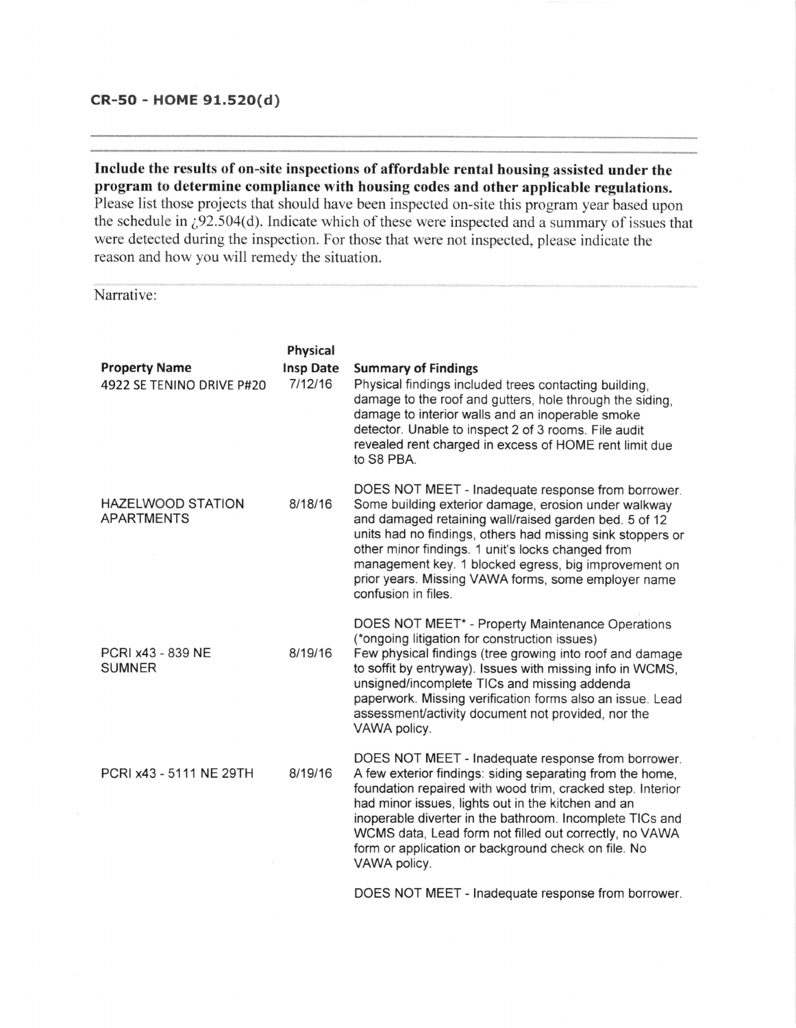## CR-50 - HOME 91.520(d)

**Include the results of on-site inspections of affordable rental housing assisted under the program to determine compliance with housing codes and other applicable regulations.**
Please list those projects that should have been inspected on-site this program year based upon the schedule in ¿92.504(d). Indicate which of these were inspected and a summary of issues that were detected during the inspection. For those that were not inspected, please indicate the reason and how you will remedy the situation.

Narrative:

| Property Name | Physical Insp Date | Summary of Findings |
|---|---|---|
| 4922 SE TENINO DRIVE P#20 | 7/12/16 | Physical findings included trees contacting building, damage to the roof and gutters, hole through the siding, damage to interior walls and an inoperable smoke detector. Unable to inspect 2 of 3 rooms. File audit revealed rent charged in excess of HOME rent limit due to S8 PBA.<br><br>DOES NOT MEET - Inadequate response from borrower. |
| HAZELWOOD STATION APARTMENTS | 8/18/16 | Some building exterior damage, erosion under walkway and damaged retaining wall/raised garden bed. 5 of 12 units had no findings, others had missing sink stoppers or other minor findings. 1 unit's locks changed from management key. 1 blocked egress, big improvement on prior years. Missing VAWA forms, some employer name confusion in files.<br><br>DOES NOT MEET* - Property Maintenance Operations (*ongoing litigation for construction issues) |
| PCRI x43 - 839 NE SUMNER | 8/19/16 | Few physical findings (tree growing into roof and damage to soffit by entryway). Issues with missing info in WCMS, unsigned/incomplete TICs and missing addenda paperwork. Missing verification forms also an issue. Lead assessment/activity document not provided, nor the VAWA policy.<br><br>DOES NOT MEET - Inadequate response from borrower. |
| PCRI x43 - 5111 NE 29TH | 8/19/16 | A few exterior findings: siding separating from the home, foundation repaired with wood trim, cracked step. Interior had minor issues, lights out in the kitchen and an inoperable diverter in the bathroom. Incomplete TICs and WCMS data, Lead form not filled out correctly, no VAWA form or application or background check on file. No VAWA policy.<br><br>DOES NOT MEET - Inadequate response from borrower. |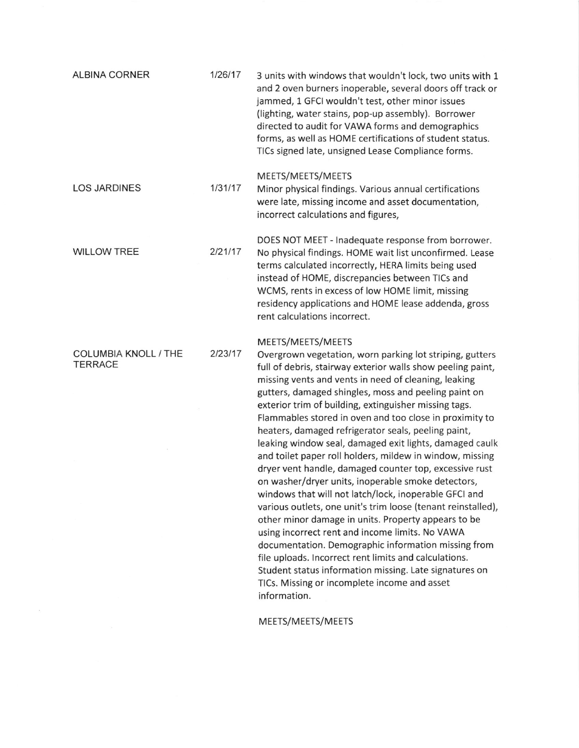| | | |
|---|---|---|
| ALBINA CORNER | 1/26/17 | 3 units with windows that wouldn't lock, two units with 1 and 2 oven burners inoperable, several doors off track or jammed, 1 GFCI wouldn't test, other minor issues (lighting, water stains, pop-up assembly). Borrower directed to audit for VAWA forms and demographics forms, as well as HOME certifications of student status. TICs signed late, unsigned Lease Compliance forms.<br><br>MEETS/MEETS/MEETS |
| LOS JARDINES | 1/31/17 | Minor physical findings. Various annual certifications were late, missing income and asset documentation, incorrect calculations and figures,<br><br>DOES NOT MEET - Inadequate response from borrower. |
| WILLOW TREE | 2/21/17 | No physical findings. HOME wait list unconfirmed. Lease terms calculated incorrectly, HERA limits being used instead of HOME, discrepancies between TICs and WCMS, rents in excess of low HOME limit, missing residency applications and HOME lease addenda, gross rent calculations incorrect.<br><br>MEETS/MEETS/MEETS |
| COLUMBIA KNOLL / THE TERRACE | 2/23/17 | Overgrown vegetation, worn parking lot striping, gutters full of debris, stairway exterior walls show peeling paint, missing vents and vents in need of cleaning, leaking gutters, damaged shingles, moss and peeling paint on exterior trim of building, extinguisher missing tags. Flammables stored in oven and too close in proximity to heaters, damaged refrigerator seals, peeling paint, leaking window seal, damaged exit lights, damaged caulk and toilet paper roll holders, mildew in window, missing dryer vent handle, damaged counter top, excessive rust on washer/dryer units, inoperable smoke detectors, windows that will not latch/lock, inoperable GFCI and various outlets, one unit's trim loose (tenant reinstalled), other minor damage in units. Property appears to be using incorrect rent and income limits. No VAWA documentation. Demographic information missing from file uploads. Incorrect rent limits and calculations. Student status information missing. Late signatures on TICs. Missing or incomplete income and asset information.<br><br>MEETS/MEETS/MEETS |